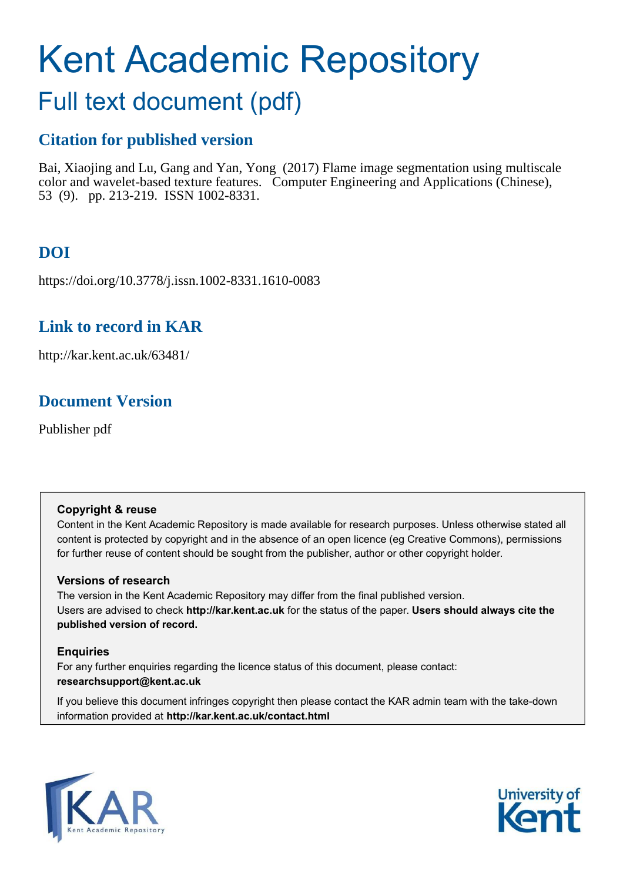# Kent Academic Repository

## Full text document (pdf)

### Citation for published version

Bai, Xiaojing and Lu, Gang and Yan, Yong (2017) Flame image segmentation using multiscale color and wavelet-based texture features. Computer Engineering and Applications (Chinese), 53 (9). pp. 213-219. ISSN 1002-8331.

### DOI

https://doi.org/10.3778/j.issn.1002-8331.1610-0083

### Link to record in KAR

http://kar.kent.ac.uk/63481/

### Document Version

Publisher pdf

**Copyright & reuse**

Content in the Kent Academic Repository is made available for research purposes. Unless otherwise stated all content is protected by copyright and in the absence of an open licence (eg Creative Commons), permissions for further reuse of content should be sought from the publisher, author or other copyright holder.

**Versions of research**

The version in the Kent Academic Repository may differ from the final published version. Users are advised to check **http://kar.kent.ac.uk** for the status of the paper. **Users should always cite the published version of record.**

**Enquiries**

For any further enquiries regarding the licence status of this document, please contact: **researchsupport@kent.ac.uk**

If you believe this document infringes copyright then please contact the KAR admin team with the take-down information provided at **http://kar.kent.ac.uk/contact.html**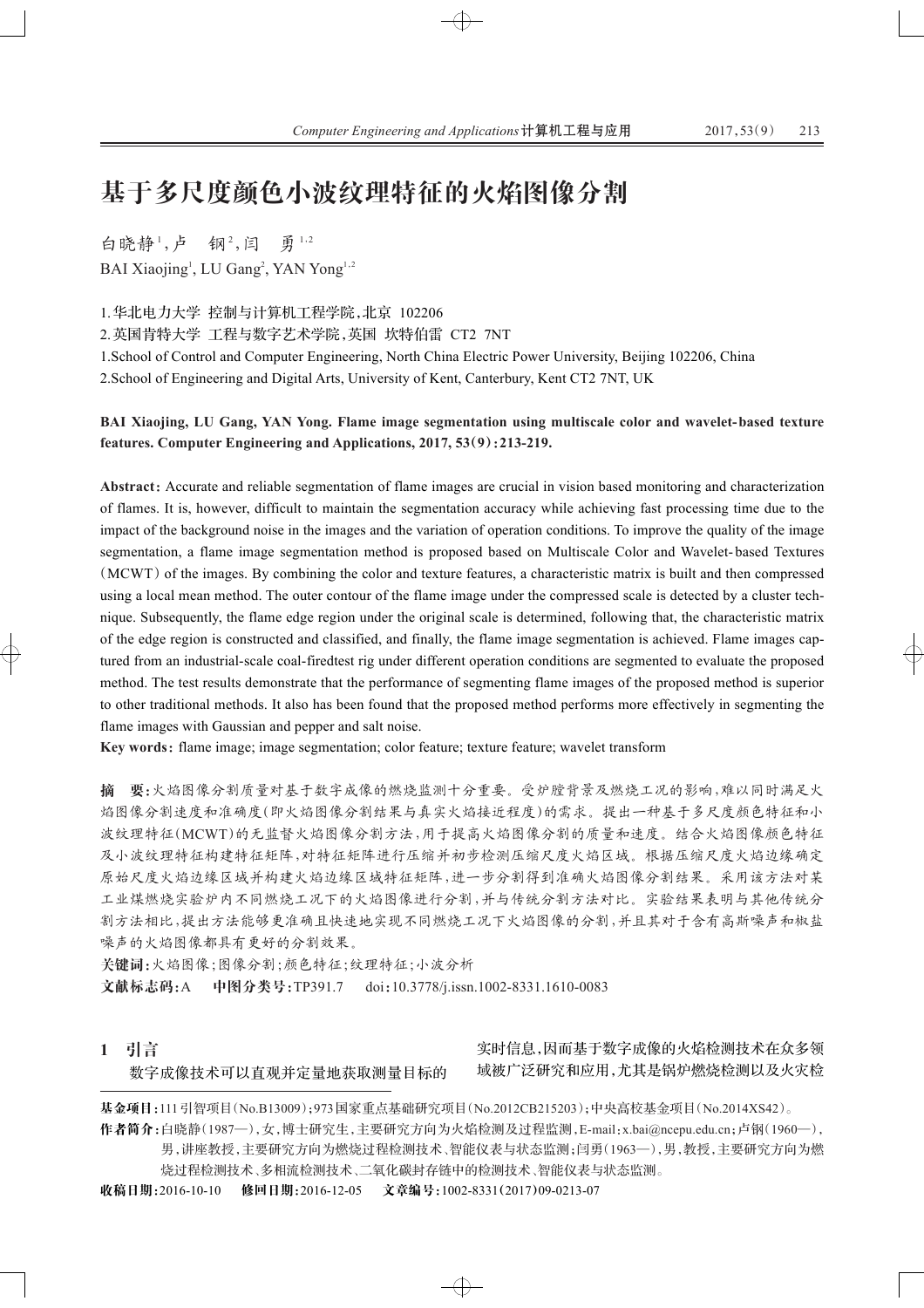# 基于多尺度颜色小波纹理特征的火焰图像分割

白晓静[1]，卢 钢[2]，闫 勇[1,2]

BAI Xiaojing[1], LU Gang[2], YAN Yong[1,2]

1.华北电力大学 控制与计算机工程学院，北京 102206

2.英国肯特大学 工程与数字艺术学院，英国 坎特伯雷 CT2 7NT

1.School of Control and Computer Engineering, North China Electric Power University, Beijing 102206, China

2.School of Engineering and Digital Arts, University of Kent, Canterbury, Kent CT2 7NT, UK

**BAI Xiaojing, LU Gang, YAN Yong. Flame image segmentation using multiscale color and wavelet-based texture features. Computer Engineering and Applications, 2017, 53(9)：213-219.**

**Abstract**: Accurate and reliable segmentation of flame images are crucial in vision based monitoring and characterization of flames. It is, however, difficult to maintain the segmentation accuracy while achieving fast processing time due to the impact of the background noise in the images and the variation of operation conditions. To improve the quality of the image segmentation, a flame image segmentation method is proposed based on Multiscale Color and Wavelet-based Textures (MCWT) of the images. By combining the color and texture features, a characteristic matrix is built and then compressed using a local mean method. The outer contour of the flame image under the compressed scale is detected by a cluster technique. Subsequently, the flame edge region under the original scale is determined, following that, the characteristic matrix of the edge region is constructed and classified, and finally, the flame image segmentation is achieved. Flame images captured from an industrial-scale coal-firedtest rig under different operation conditions are segmented to evaluate the proposed method. The test results demonstrate that the performance of segmenting flame images of the proposed method is superior to other traditional methods. It also has been found that the proposed method performs more effectively in segmenting the flame images with Gaussian and pepper and salt noise.

**Key words**: flame image; image segmentation; color feature; texture feature; wavelet transform

**摘 要**：火焰图像分割质量对基于数字成像的燃烧监测十分重要。受炉膛背景及燃烧工况的影响，难以同时满足火焰图像分割速度和准确度(即火焰图像分割结果与真实火焰接近程度)的需求。提出一种基于多尺度颜色特征和小波纹理特征(MCWT)的无监督火焰图像分割方法，用于提高火焰图像分割的质量和速度。结合火焰图像颜色特征及小波纹理特征构建特征矩阵，对特征矩阵进行压缩并初步检测压缩尺度火焰区域。根据压缩尺度火焰边缘确定原始尺度火焰边缘区域并构建火焰边缘区域特征矩阵，进一步分割得到准确火焰图像分割结果。采用该方法对某工业煤燃烧实验炉内不同燃烧工况下的火焰图像进行分割，并与传统分割方法对比。实验结果表明与其他传统分割方法相比，提出方法能够更准确且快速地实现不同燃烧工况下火焰图像的分割，并且其对于含有高斯噪声和椒盐噪声的火焰图像都具有更好的分割效果。

**关键词**：火焰图像；图像分割；颜色特征；纹理特征；小波分析

**文献标志码**：A　**中图分类号**：TP391.7　doi：10.3778/j.issn.1002-8331.1610-0083

## 1 引言

数字成像技术可以直观并定量地获取测量目标的实时信息，因而基于数字成像的火焰检测技术在众多领域被广泛研究和应用，尤其是锅炉燃烧检测以及火灾检

---

**基金项目**：111引智项目(No.B13009)；973国家重点基础研究项目(No.2012CB215203)；中央高校基金项目(No.2014XS42)。

**作者简介**：白晓静(1987—)，女，博士研究生，主要研究方向为火焰检测及过程监测，E-mail：x.bai@ncepu.edu.cn；卢钢(1960—)，男，讲座教授，主要研究方向为燃烧过程检测技术、智能仪表与状态监测；闫勇(1963—)，男，教授，主要研究方向为燃烧过程检测技术、多相流检测技术、二氧化碳封存链中的检测技术、智能仪表与状态监测。

**收稿日期**：2016-10-10　**修回日期**：2016-12-05　**文章编号**：1002-8331(2017)09-0213-07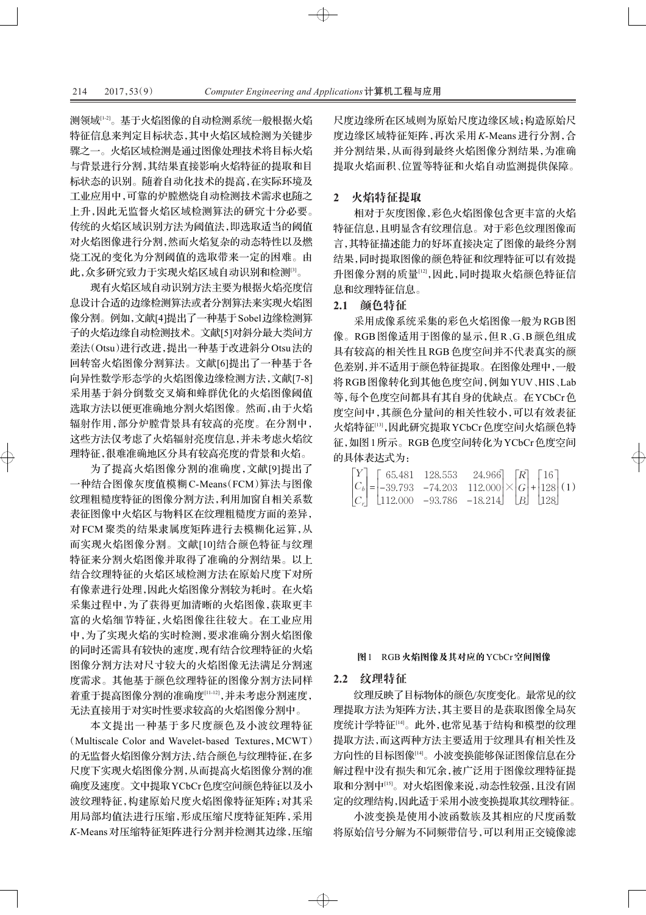测领域[1-2]。基于火焰图像的自动检测系统一般根据火焰特征信息来判定目标状态，其中火焰区域检测为关键步骤之一。火焰区域检测是通过图像处理技术将目标火焰与背景进行分割，其结果直接影响火焰特征的提取和目标状态的识别。随着自动化技术的提高，在实际环境及工业应用中，可靠的炉膛燃烧自动检测技术需求也随之上升，因此无监督火焰区域检测算法的研究十分必要。传统的火焰区域识别方法为阈值法，即选取适当的阈值对火焰图像进行分割，然而火焰复杂的动态特性以及燃烧工况的变化为分割阈值的选取带来一定的困难。由此，众多研究致力于实现火焰区域自动识别和检测[3]。

现有火焰区域自动识别方法主要为根据火焰亮度信息设计合适的边缘检测算法或者分割算法来实现火焰图像分割。例如，文献[4]提出了一种基于Sobel边缘检测算子的火焰边缘自动检测技术。文献[5]对斜分最大类间方差法（Otsu）进行改进，提出一种基于改进斜分Otsu法的回转窑火焰图像分割算法。文献[6]提出了一种基于各向异性数学形态学的火焰图像边缘检测方法，文献[7-8]采用基于斜分倒数交叉熵和蜂群优化的火焰图像阈值选取方法以便更准确地分割火焰图像。然而，由于火焰辐射作用，部分炉膛背景具有较高的亮度。在分割中，这些方法仅考虑了火焰辐射亮度信息，并未考虑火焰纹理特征，很难准确地区分具有较高亮度的背景和火焰。

为了提高火焰图像分割的准确度，文献[9]提出了一种结合图像灰度值模糊C-Means（FCM）算法与图像纹理粗糙度特征的图像分割方法，利用加窗自相关系数表征图像中火焰区与物料区在纹理粗糙度方面的差异，对FCM聚类的结果隶属度矩阵进行去模糊化运算，从而实现火焰图像分割。文献[10]结合颜色特征与纹理特征来分割火焰图像并取得了准确的分割结果。以上结合纹理特征的火焰区域检测方法在原始尺度下对所有像素进行处理，因此火焰图像分割较为耗时。在火焰采集过程中，为了获得更加清晰的火焰图像，获取更丰富的火焰细节特征，火焰图像往往较大。在工业应用中，为了实现火焰的实时检测，要求准确分割火焰图像的同时还需具有较快的速度，现有结合纹理特征的火焰图像分割方法对尺寸较大的火焰图像无法满足分割速度需求。其他基于颜色纹理特征的图像分割方法同样着重于提高图像分割的准确度[11-12]，并未考虑分割速度，无法直接用于对实时性要求较高的火焰图像分割中。

本文提出一种基于多尺度颜色及小波纹理特征（Multiscale Color and Wavelet-based Textures，MCWT）的无监督火焰图像分割方法，结合颜色与纹理特征，在多尺度下实现火焰图像分割，从而提高火焰图像分割的准确度及速度。文中提取YCbCr色度空间颜色特征以及小波纹理特征，构建原始尺度火焰图像特征矩阵；对其采用局部均值法进行压缩，形成压缩尺度特征矩阵，采用*K*-Means对压缩特征矩阵进行分割并检测其边缘，压缩尺度边缘所在区域则为原始尺度边缘区域；构造原始尺度边缘区域特征矩阵，再次采用*K*-Means进行分割，合并分割结果，从而得到最终火焰图像分割结果，为准确提取火焰面积、位置等特征和火焰自动监测提供保障。

## 2 火焰特征提取

相对于灰度图像，彩色火焰图像包含更丰富的火焰特征信息，且明显含有纹理信息。对于彩色纹理图像而言，其特征描述能力的好坏直接决定了图像的最终分割结果，同时提取图像的颜色特征和纹理特征可以有效提升图像分割的质量[12]，因此，同时提取火焰颜色特征信息和纹理特征信息。

### 2.1 颜色特征

采用成像系统采集的彩色火焰图像一般为RGB图像。RGB图像适用于图像的显示，但R、G、B颜色组成具有较高的相关性且RGB色度空间并不代表真实的颜色差别，并不适用于颜色特征提取。在图像处理中，一般将RGB图像转化到其他色度空间，例如YUV、HIS、Lab等，每个色度空间都具有其自身的优缺点。在YCbCr色度空间中，其颜色分量间的相关性较小，可以有效表征火焰特征[13]，因此研究提取YCbCr色度空间火焰颜色特征，如图1所示。RGB色度空间转化为YCbCr色度空间的具体表达式为：

$$\begin{bmatrix} Y \\ C_b \\ C_r \end{bmatrix} = \begin{bmatrix} 65.481 & 128.553 & 24.966 \\ -39.793 & -74.203 & 112.000 \\ 112.000 & -93.786 & -18.214 \end{bmatrix} \times \begin{bmatrix} R \\ G \\ B \end{bmatrix} + \begin{bmatrix} 16 \\ 128 \\ 128 \end{bmatrix} \quad (1)$$

图1 RGB火焰图像及其对应的YCbCr空间图像

### 2.2 纹理特征

纹理反映了目标物体的颜色/灰度变化。最常见的纹理提取方法为矩阵方法，其主要目的是获取图像全局灰度统计学特征[14]。此外，也常见基于结构和模型的纹理提取方法，而这两种方法主要适用于纹理具有相关性及方向性的目标图像[14]。小波变换能够保证图像信息在分解过程中没有损失和冗余，被广泛用于图像纹理特征提取和分割中[15]。对火焰图像来说，动态性较强，且没有固定的纹理结构，因此适于采用小波变换提取其纹理特征。

小波变换是使用小波函数族及其相应的尺度函数将原始信号分解为不同频带信号，可以利用正交镜像滤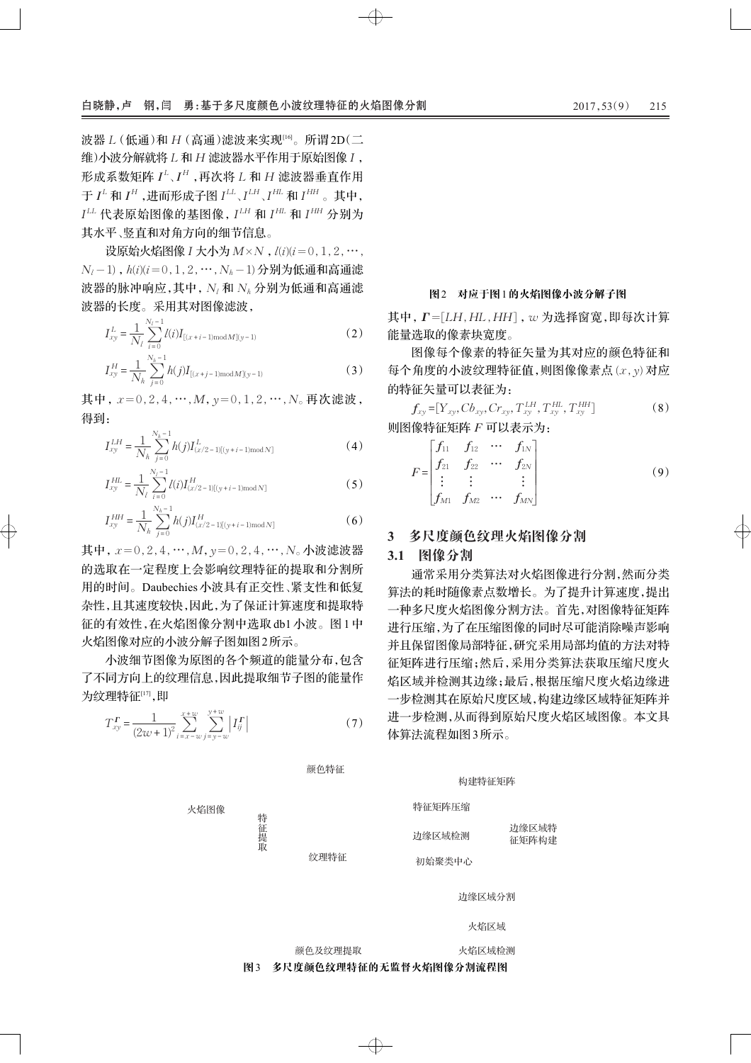波器 $L$（低通）和 $H$（高通）滤波来实现[16]。所谓2D（二维）小波分解就将 $L$ 和 $H$ 滤波器水平作用于原始图像 $I$，形成系数矩阵 $I^L$、$I^H$，再次将 $L$ 和 $H$ 滤波器垂直作用于 $I^L$ 和 $I^H$，进而形成子图 $I^{LL}$、$I^{LH}$、$I^{HL}$ 和 $I^{HH}$。其中，$I^{LL}$ 代表原始图像的基图像，$I^{LH}$ 和 $I^{HL}$ 和 $I^{HH}$ 分别为其水平、竖直和对角方向的细节信息。

设原始火焰图像 $I$ 大小为 $M\times N$，$l(i)(i=0,1,2,\cdots,N_l-1)$，$h(i)(i=0,1,2,\cdots,N_h-1)$ 分别为低通和高通滤波器的脉冲响应，其中，$N_l$ 和 $N_h$ 分别为低通和高通滤波器的长度。采用其对图像滤波，

$$I_{xy}^{L}=\frac{1}{N_l}\sum_{i=0}^{N_l-1}l(i)I_{[(x+i-1)\bmod M](y-1)} \tag{2}$$

$$I_{xy}^{H}=\frac{1}{N_h}\sum_{j=0}^{N_h-1}h(j)I_{[(x+j-1)\bmod M](y-1)} \tag{3}$$

其中，$x=0,2,4,\cdots,M$，$y=0,1,2,\cdots,N$。再次滤波，得到：

$$I_{xy}^{LH}=\frac{1}{N_h}\sum_{j=0}^{N_h-1}h(j)I_{(x/2-1)[(y+i-1)\bmod N]}^{L} \tag{4}$$

$$I_{xy}^{HL}=\frac{1}{N_l}\sum_{i=0}^{N_l-1}l(i)I_{(x/2-1)[(y+i-1)\bmod N]}^{H} \tag{5}$$

$$I_{xy}^{HH}=\frac{1}{N_h}\sum_{j=0}^{N_h-1}h(j)I_{(x/2-1)[(y+i-1)\bmod N]}^{H} \tag{6}$$

其中，$x=0,2,4,\cdots,M$，$y=0,2,4,\cdots,N$。小波滤波器的选取在一定程度上会影响纹理特征的提取和分割所用的时间。Daubechies小波具有正交性、紧支性和低复杂性，且其速度较快，因此，为了保证计算速度和提取特征的有效性，在火焰图像分割中选取db1小波。图1中火焰图像对应的小波分解子图如图2所示。

图2　对应于图1的火焰图像小波分解子图

小波细节图像为原图的各个频道的能量分布，包含了不同方向上的纹理信息，因此提取细节子图的能量作为纹理特征[17]，即

$$T_{xy}^{\boldsymbol{\Gamma}}=\frac{1}{(2w+1)^2}\sum_{i=x-w}^{x+w}\sum_{j=y-w}^{y+w}\left|I_{ij}^{\boldsymbol{\Gamma}}\right| \tag{7}$$

其中，$\boldsymbol{\Gamma}=[LH,HL,HH]$，$w$ 为选择窗宽，即每次计算能量选取的像素块宽度。

图像每个像素的特征矢量为其对应的颜色特征和每个角度的小波纹理特征值，则图像像素点 $(x,y)$ 对应的特征矢量可以表征为：

$$f_{xy}=[Y_{xy},Cb_{xy},Cr_{xy},T_{xy}^{LH},T_{xy}^{HL},T_{xy}^{HH}] \tag{8}$$

则图像特征矩阵 $F$ 可以表示为：

$$F=\begin{bmatrix} f_{11} & f_{12} & \cdots & f_{1N}\\ f_{21} & f_{22} & \cdots & f_{2N}\\ \vdots & \vdots & & \vdots\\ f_{M1} & f_{M2} & \cdots & f_{MN}\end{bmatrix} \tag{9}$$

## 3　多尺度颜色纹理火焰图像分割

### 3.1　图像分割

通常采用分类算法对火焰图像进行分割，然而分类算法的耗时随像素点数增长。为了提升计算速度，提出一种多尺度火焰图像分割方法。首先，对图像特征矩阵进行压缩，为了在压缩图像的同时尽可能消除噪声影响并且保留图像局部特征，研究采用局部均值的方法对特征矩阵进行压缩；然后，采用分类算法获取压缩尺度火焰区域并检测其边缘；最后，根据压缩尺度火焰边缘进一步检测其在原始尺度区域，构建边缘区域特征矩阵并进一步检测，从而得到原始尺度火焰区域图像。本文具体算法流程如图3所示。

颜色特征　火焰图像　特征提取　纹理特征　颜色及纹理提取　构建特征矩阵　特征矩阵压缩　边缘区域检测　边缘区域特征矩阵构建　初始聚类中心　边缘区域分割　火焰区域　火焰区域检测

图3　多尺度颜色纹理特征的无监督火焰图像分割流程图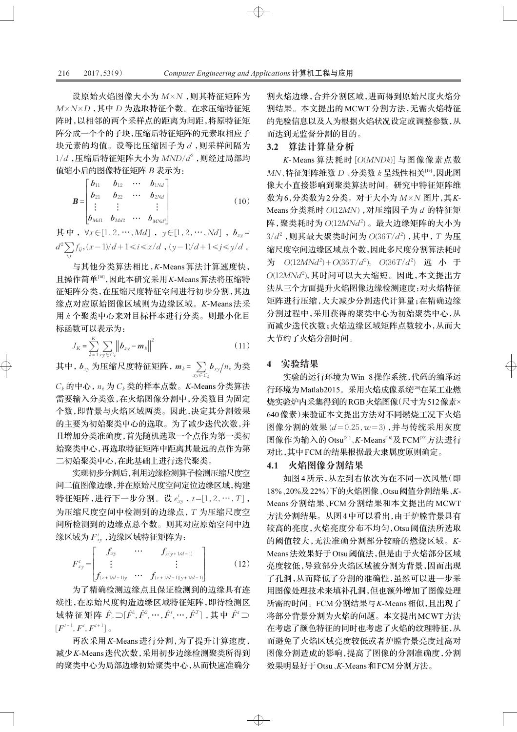设原始火焰图像大小为 $M \times N$，则其特征矩阵为 $M \times N \times D$，其中 $D$ 为选取特征个数。在求压缩特征矩阵时，以相邻的两个采样点的距离为间距，将原特征矩阵分成一个个的子块，压缩后特征矩阵的元素取相应子块元素的均值。设等比压缩因子为 $d$，则采样间隔为 $1/d$，压缩后特征矩阵大小为 $MND/d^2$，则经过局部均值缩小后的图像特征矩阵 $B$ 表示为：

$$\boldsymbol{B}=\begin{bmatrix} \boldsymbol{b}_{11} & \boldsymbol{b}_{12} & \cdots & \boldsymbol{b}_{1Nd} \\ \boldsymbol{b}_{21} & \boldsymbol{b}_{22} & \cdots & \boldsymbol{b}_{2Nd} \\ \vdots & \vdots & & \vdots \\ \boldsymbol{b}_{Md1} & \boldsymbol{b}_{Md2} & \cdots & \boldsymbol{b}_{MNd^2} \end{bmatrix} \tag{10}$$

其中，$\forall x \in [1,2,\cdots,Md]$，$y \in [1,2,\cdots,Nd]$，$\boldsymbol{b}_{xy}=d^2\sum_{i,j} f_{ij}, (x-1)/d+1 \leqslant i \leqslant x/d, (y-1)/d+1 \leqslant j \leqslant y/d$。

与其他分类算法相比，*K*-Means算法计算速度快，且操作简单[18]，因此本研究采用*K*-Means算法将压缩特征矩阵分类，在压缩尺度特征空间进行初步分割，其边缘点对应原始图像区域则为边缘区域。*K*-Means法采用 $k$ 个聚类中心来对目标样本进行分类。则最小化目标函数可以表示为：

$$J_K=\sum_{k=1}^{K}\sum_{xy \in C_k}\left\|\boldsymbol{b}_{xy}-\boldsymbol{m}_k\right\|^2 \tag{11}$$

其中，$\boldsymbol{b}_{xy}$ 为压缩尺度特征矩阵，$\boldsymbol{m}_k=\sum_{xy \in C_k}\boldsymbol{b}_{xy}/n_k$ 为类 $C_k$ 的中心，$n_k$ 为 $C_k$ 类的样本点数。*K*-Means分类算法需要输入分类数，在火焰图像分割中，分类数目为固定个数，即背景与火焰区域两类。因此，决定其分割效果的主要为初始聚类中心的选取。为了减少迭代次数，并且增加分类准确度，首先随机选取一个点作为第一类初始聚类中心，再选取特征矩阵中距离其最远的点作为第二初始聚类中心，在此基础上进行迭代聚类。

实现初步分割后，利用边缘检测算子检测压缩尺度空间二值图像边缘，并在原始尺度空间定位边缘区域，构建特征矩阵，进行下一步分割。设 $e_{xy}^t$，$t=[1,2,\cdots,T]$，为压缩尺度空间中检测到的边缘点，$T$ 为压缩尺度空间所检测到的边缘点总个数。则其对应原始空间中边缘区域为 $F_{xy}^t$，边缘区域特征矩阵为：

$$F_{xy}^t=\begin{bmatrix} f_{xy} & \cdots & f_{x(y+1/d-1)} \\ \vdots & & \vdots \\ f_{(x+1/d-1)y} & \cdots & f_{(x+1/d-1)(y+1/d-1)} \end{bmatrix} \tag{12}$$

为了精确检测边缘点且保证检测到的边缘具有连续性，在原始尺度构造边缘区域特征矩阵，即待检测区域特征矩阵 $\hat{F}_e \supset [\hat{F}^1,\hat{F}^2,\cdots,\hat{F}^t,\cdots,\hat{F}^T]$，其中 $\hat{F}^t \supset [F^{t-1},F^t,F^{t+1}]$。

再次采用*K*-Means进行分割，为了提升计算速度，减少*K*-Means迭代次数，采用初步边缘检测聚类所得到的聚类中心为局部边缘初始聚类中心，从而快速准确分割火焰边缘，合并分割区域，进而得到原始尺度火焰分割结果。本文提出的MCWT分割方法，无需火焰特征的先验信息以及人为根据火焰状况设定或调整参数，从而达到无监督分割的目的。

### 3.2 算法计算量分析

*K*-Means算法耗时 $[O(MNDk)]$ 与图像像素点数 $MN$、特征矩阵维数 $D$、分类数 $k$ 呈线性相关[19]，因此图像大小直接影响到聚类算法时间。研究中特征矩阵维数为6，分类数为2分类。对于大小为 $M \times N$ 图片，其*K*-Means分类耗时 $O(12MN)$，对压缩因子为 $d$ 的特征矩阵，聚类耗时为 $O(12MNd^2)$。最大边缘矩阵的大小为 $3/d^2$，则其最大聚类时间为 $O(36T/d^2)$，其中，$T$ 为压缩尺度空间边缘区域点个数，因此多尺度分割算法耗时为 $O(12MNd^2)+O(36T/d^2)$。$O(36T/d^2)$ 远小于 $O(12MNd^2)$，其时间可以大大缩短。因此，本文提出方法从三个方面提升火焰图像边缘检测速度：对火焰特征矩阵进行压缩，大大减少分割迭代计算量；在精确边缘分割过程中，采用获得的聚类中心为初始聚类中心，从而减少迭代次数；火焰边缘区域矩阵点数较小，从而大大节约了火焰分割时间。

## 4 实验结果

实验的运行环境为Win 8操作系统，代码的编译运行环境为Matlab2015。采用火焰成像系统[20]在某工业燃烧实验炉内采集得到的RGB火焰图像（尺寸为512像素×640像素）来验证本文提出方法对不同燃烧工况下火焰图像分割的效果（$d=0.25, w=3$），并与传统采用灰度图像作为输入的Otsu[21]、*K*-Means[18]及FCM[22]方法进行对比，其中FCM的结果根据最大隶属度原则确定。

### 4.1 火焰图像分割结果

如图4所示，从左到右依次为在不同一次风量（即18%、20%及22%）下的火焰图像、Otsu阈值分割结果、*K*-Means分割结果、FCM分割结果和本文提出的MCWT方法分割结果。从图4中可以看出，由于炉膛背景具有较高的亮度，火焰亮度分布不均匀，Otsu阈值法所选取的阈值较大，无法准确分割部分较暗的燃烧区域。*K*-Means法效果好于Otsu阈值法，但是由于火焰部分区域亮度较低，导致部分火焰区域被分割为背景，因而出现了孔洞，从而降低了分割的准确性，虽然可以进一步采用图像处理技术来填补孔洞，但也额外增加了图像处理所需的时间。FCM分割结果与*K*-Means相似，且出现了将部分背景分割为火焰的问题。本文提出MCWT方法在考虑了颜色特征的同时也考虑了火焰的纹理特征，从而避免了火焰区域亮度较低或者炉膛背景亮度过高对图像分割造成的影响，提高了图像的分割准确度，分割效果明显好于Otsu、*K*-Means和FCM分割方法。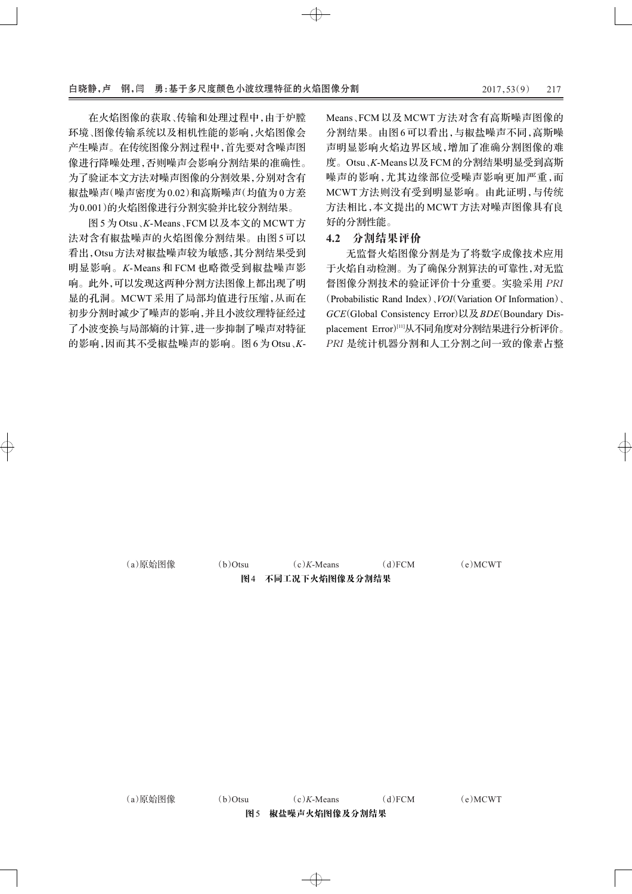在火焰图像的获取、传输和处理过程中，由于炉膛环境、图像传输系统以及相机性能的影响，火焰图像会产生噪声。在传统图像分割过程中，首先要对含噪声图像进行降噪处理，否则噪声会影响分割结果的准确性。为了验证本文方法对噪声图像的分割效果，分别对含有椒盐噪声（噪声密度为0.02）和高斯噪声（均值为0方差为0.001）的火焰图像进行分割实验并比较分割结果。

图5为Otsu、*K*-Means、FCM以及本文的MCWT方法对含有椒盐噪声的火焰图像分割结果。由图5可以看出，Otsu方法对椒盐噪声较为敏感，其分割结果受到明显影响。*K*-Means和FCM也略微受到椒盐噪声影响。此外，可以发现这两种分割方法图像上都出现了明显的孔洞。MCWT采用了局部均值进行压缩，从而在初步分割时减少了噪声的影响，并且小波纹理特征经过了小波变换与局部熵的计算，进一步抑制了噪声对特征的影响，因而其不受椒盐噪声的影响。图6为Otsu、*K*-Means、FCM以及MCWT方法对含有高斯噪声图像的分割结果。由图6可以看出，与椒盐噪声不同，高斯噪声明显影响火焰边界区域，增加了准确分割图像的难度。Otsu、*K*-Means以及FCM的分割结果明显受到高斯噪声的影响，尤其边缘部位受噪声影响更加严重，而MCWT方法则没有受到明显影响。由此证明，与传统方法相比，本文提出的MCWT方法对噪声图像具有良好的分割性能。

### 4.2 分割结果评价

无监督火焰图像分割是为了将数字成像技术应用于火焰自动检测。为了确保分割算法的可靠性，对无监督图像分割技术的验证评价十分重要。实验采用*PRI*（Probabilistic Rand Index）、*VOI*（Variation Of Information）、*GCE*（Global Consistency Error）以及*BDE*（Boundary Displacement Error）[11]从不同角度对分割结果进行分析评价。*PRI*是统计机器分割和人工分割之间一致的像素占整

（a）原始图像　（b）Otsu　（c）*K*-Means　（d）FCM　（e）MCWT

**图4　不同工况下火焰图像及分割结果**

（a）原始图像　（b）Otsu　（c）*K*-Means　（d）FCM　（e）MCWT

**图5　椒盐噪声火焰图像及分割结果**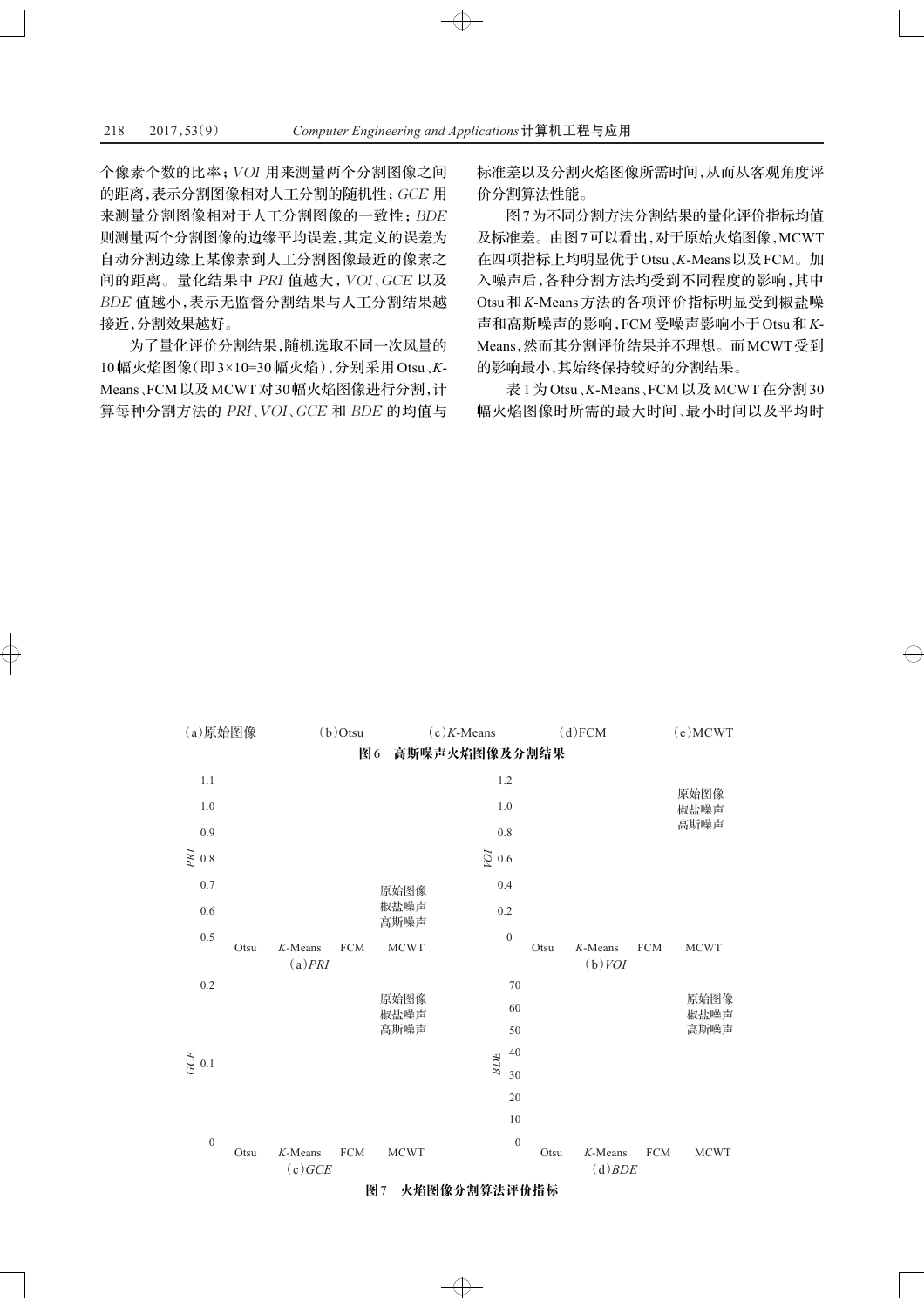个像素个数的比率；*VOI* 用来测量两个分割图像之间的距离，表示分割图像相对人工分割的随机性；*GCE* 用来测量分割图像相对于人工分割图像的一致性；*BDE* 则测量两个分割图像的边缘平均误差，其定义的误差为自动分割边缘上某像素到人工分割图像最近的像素之间的距离。量化结果中 *PRI* 值越大，*VOI*、*GCE* 以及 *BDE* 值越小，表示无监督分割结果与人工分割结果越接近，分割效果越好。

为了量化评价分割结果，随机选取不同一次风量的10幅火焰图像（即3×10=30幅火焰），分别采用Otsu、*K*-Means、FCM以及MCWT对30幅火焰图像进行分割，计算每种分割方法的 *PRI*、*VOI*、*GCE* 和 *BDE* 的均值与标准差以及分割火焰图像所需时间，从而从客观角度评价分割算法性能。

图7为不同分割方法分割结果的量化评价指标均值及标准差。由图7可以看出，对于原始火焰图像，MCWT在四项指标上均明显优于Otsu、*K*-Means以及FCM。加入噪声后，各种分割方法均受到不同程度的影响，其中Otsu和*K*-Means方法的各项评价指标明显受到椒盐噪声和高斯噪声的影响，FCM受噪声影响小于Otsu和*K*-Means，然而其分割评价结果并不理想。而MCWT受到的影响最小，其始终保持较好的分割结果。

表1为Otsu、*K*-Means、FCM以及MCWT在分割30幅火焰图像时所需的最大时间、最小时间以及平均时

（a）原始图像　（b）Otsu　（c）*K*-Means　（d）FCM　（e）MCWT

**图6　高斯噪声火焰图像及分割结果**

（a）*PRI*　（b）*VOI*　（c）*GCE*　（d）*BDE*

（图例：原始图像、椒盐噪声、高斯噪声；横轴：Otsu、*K*-Means、FCM、MCWT）

**图7　火焰图像分割算法评价指标**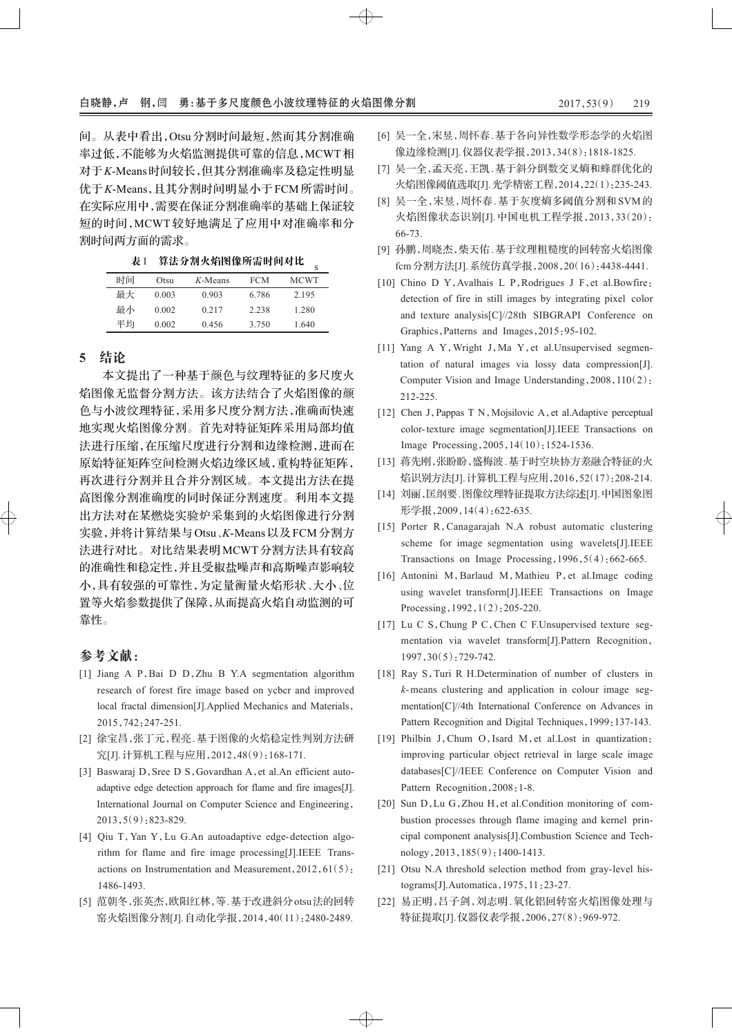间。从表中看出，Otsu分割时间最短，然而其分割准确率过低，不能够为火焰监测提供可靠的信息，MCWT相对于*K*-Means时间较长，但其分割准确率及稳定性明显优于*K*-Means，且其分割时间明显小于FCM所需时间。在实际应用中，需要在保证分割准确率的基础上保证较短的时间，MCWT较好地满足了应用中对准确率和分割时间两方面的需求。

**表1 算法分割火焰图像所需时间对比** s

| 时间 | Otsu | *K*-Means | FCM | MCWT |
|---|---|---|---|---|
| 最大 | 0.003 | 0.903 | 6.786 | 2.195 |
| 最小 | 0.002 | 0.217 | 2.238 | 1.280 |
| 平均 | 0.002 | 0.456 | 3.750 | 1.640 |

## 5 结论

本文提出了一种基于颜色与纹理特征的多尺度火焰图像无监督分割方法。该方法结合了火焰图像的颜色与小波纹理特征，采用多尺度分割方法，准确而快速地实现火焰图像分割。首先对特征矩阵采用局部均值法进行压缩，在压缩尺度进行分割和边缘检测，进而在原始特征矩阵空间检测火焰边缘区域，重构特征矩阵，再次进行分割并且合并分割区域。本文提出方法在提高图像分割准确度的同时保证分割速度。利用本文提出方法对在某燃烧实验炉采集到的火焰图像进行分割实验，并将计算结果与Otsu、*K*-Means以及FCM分割方法进行对比。对比结果表明MCWT分割方法具有较高的准确性和稳定性，并且受椒盐噪声和高斯噪声影响较小，具有较强的可靠性，为定量衡量火焰形状、大小、位置等火焰参数提供了保障，从而提高火焰自动监测的可靠性。

## 参考文献：

[1] Jiang A P, Bai D D, Zhu B Y.A segmentation algorithm research of forest fire image based on ycbcr and improved local fractal dimension[J].Applied Mechanics and Materials, 2015, 742: 247-251.

[2] 徐宝昌，张丁元，程亮．基于图像的火焰稳定性判别方法研究[J].计算机工程与应用，2012，48(9)：168-171.

[3] Baswaraj D, Sree D S, Govardhan A, et al.An efficient auto-adaptive edge detection approach for flame and fire images[J]. International Journal on Computer Science and Engineering, 2013, 5(9): 823-829.

[4] Qiu T, Yan Y, Lu G.An autoadaptive edge-detection algorithm for flame and fire image processing[J].IEEE Transactions on Instrumentation and Measurement, 2012, 61(5): 1486-1493.

[5] 范朝冬，张英杰，欧阳红林，等．基于改进斜分otsu法的回转窑火焰图像分割[J].自动化学报，2014，40(11)：2480-2489.

[6] 吴一全，宋昱，周怀春．基于各向异性数学形态学的火焰图像边缘检测[J].仪器仪表学报，2013，34(8)：1818-1825.

[7] 吴一全，孟天亮，王凯．基于斜分倒数交叉熵和蜂群优化的火焰图像阈值选取[J].光学精密工程，2014，22(1)：235-243.

[8] 吴一全，宋昱，周怀春．基于灰度熵多阈值分割和SVM的火焰图像状态识别[J].中国电机工程学报，2013，33(20)：66-73.

[9] 孙鹏，周晓杰，柴天佑．基于纹理粗糙度的回转窑火焰图像fcm分割方法[J].系统仿真学报，2008，20(16)：4438-4441.

[10] Chino D Y, Avalhais L P, Rodrigues J F, et al.Bowfire: detection of fire in still images by integrating pixel color and texture analysis[C]//28th SIBGRAPI Conference on Graphics, Patterns and Images, 2015: 95-102.

[11] Yang A Y, Wright J, Ma Y, et al.Unsupervised segmentation of natural images via lossy data compression[J]. Computer Vision and Image Understanding, 2008, 110(2): 212-225.

[12] Chen J, Pappas T N, Mojsilovic A, et al.Adaptive perceptual color-texture image segmentation[J].IEEE Transactions on Image Processing, 2005, 14(10): 1524-1536.

[13] 蒋先刚，张盼盼，盛梅波．基于时空块协方差融合特征的火焰识别方法[J].计算机工程与应用，2016，52(17)：208-214.

[14] 刘丽，匡纲要．图像纹理特征提取方法综述[J].中国图象图形学报，2009，14(4)：622-635.

[15] Porter R, Canagarajah N.A robust automatic clustering scheme for image segmentation using wavelets[J].IEEE Transactions on Image Processing, 1996, 5(4): 662-665.

[16] Antonini M, Barlaud M, Mathieu P, et al.Image coding using wavelet transform[J].IEEE Transactions on Image Processing, 1992, 1(2): 205-220.

[17] Lu C S, Chung P C, Chen C F.Unsupervised texture segmentation via wavelet transform[J].Pattern Recognition, 1997, 30(5): 729-742.

[18] Ray S, Turi R H.Determination of number of clusters in *k*-means clustering and application in colour image segmentation[C]//4th International Conference on Advances in Pattern Recognition and Digital Techniques, 1999: 137-143.

[19] Philbin J, Chum O, Isard M, et al.Lost in quantization: improving particular object retrieval in large scale image databases[C]//IEEE Conference on Computer Vision and Pattern Recognition, 2008: 1-8.

[20] Sun D, Lu G, Zhou H, et al.Condition monitoring of combustion processes through flame imaging and kernel principal component analysis[J].Combustion Science and Technology, 2013, 185(9): 1400-1413.

[21] Otsu N.A threshold selection method from gray-level histograms[J].Automatica, 1975, 11: 23-27.

[22] 易正明，吕子剑，刘志明．氧化铝回转窑火焰图像处理与特征提取[J].仪器仪表学报，2006，27(8)：969-972.